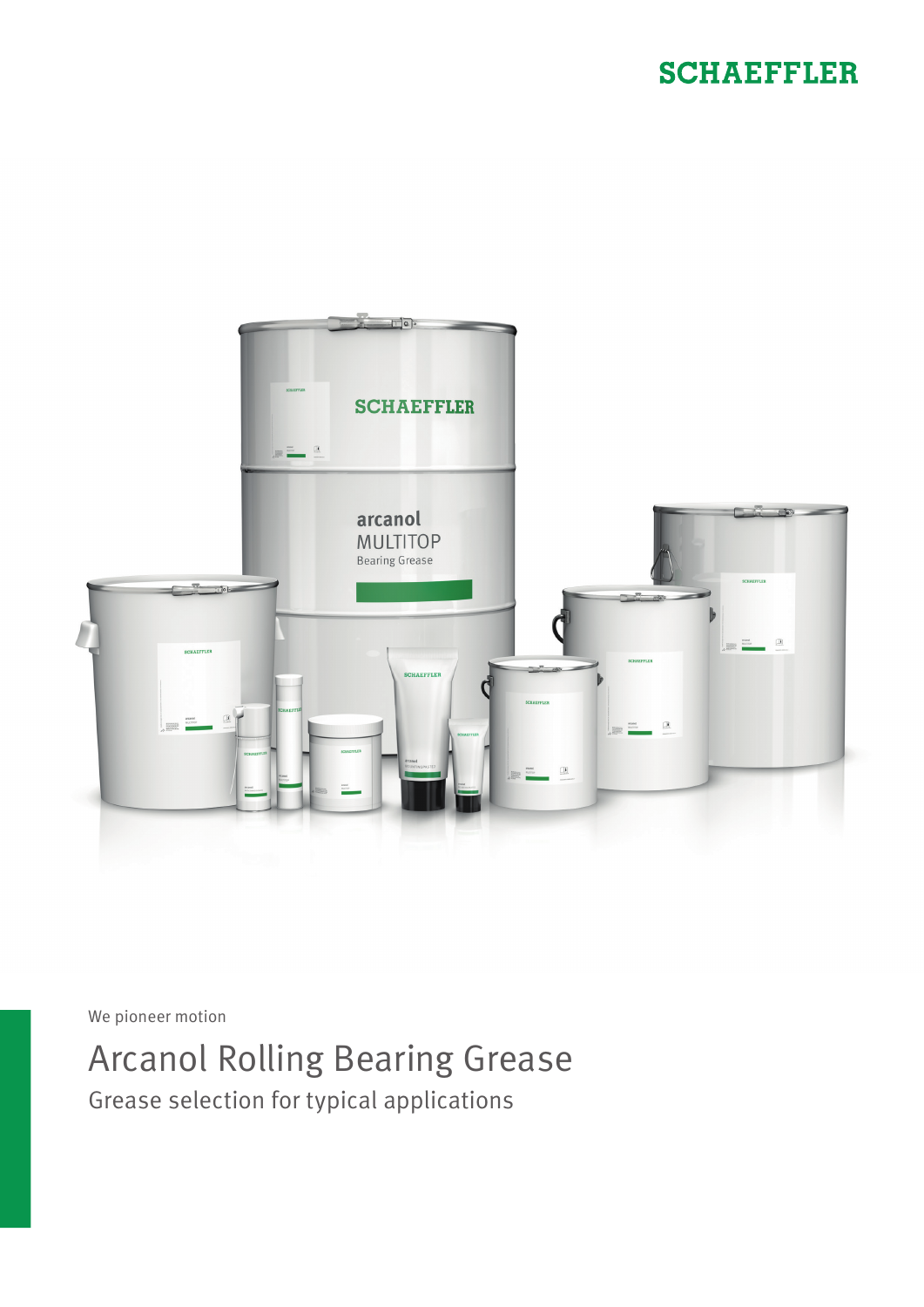SCHAEFFLER

We pioneer motion

# Arcanol Rolling Bearing Grease

## Grease selection for typical applications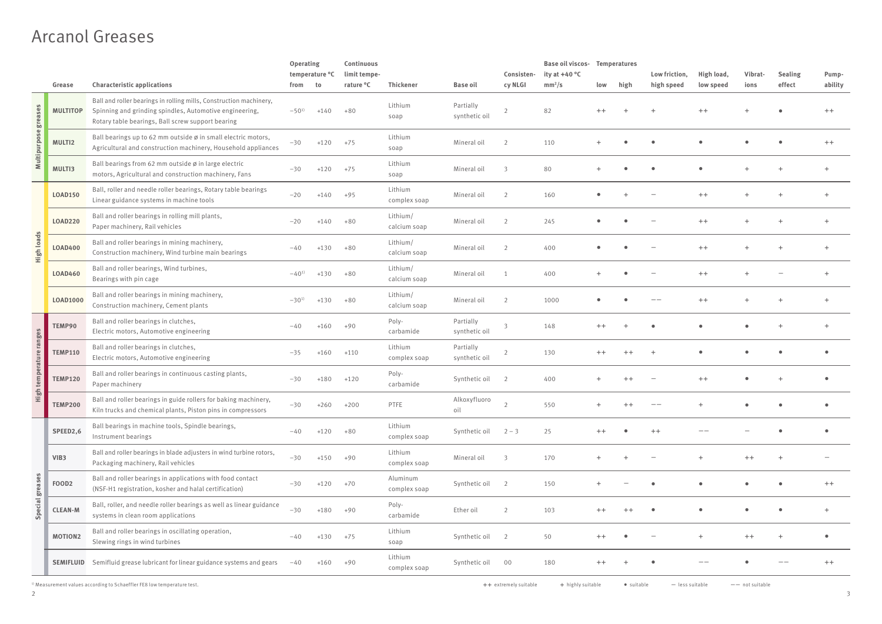# Arcanol Greases

| | Grease | Characteristic applications | Operating temperature °C from | Operating temperature °C to | Continuous limit temperature °C | Thickener | Base oil | Consistency NLGI | Base oil viscosity at +40 °C mm²/s | Temperatures low | Temperatures high | Low friction, high speed | High load, low speed | Vibrations | Sealing effect | Pumpability |
|---|---|---|---|---|---|---|---|---|---|---|---|---|---|---|---|---|
| Multipurpose greases | **MULTITOP** | Ball and roller bearings in rolling mills, Construction machinery, Spinning and grinding spindles, Automotive engineering, Rotary table bearings, Ball screw support bearing | −50[1] | +140 | +80 | Lithium soap | Partially synthetic oil | 2 | 82 | ++ | + | + | ++ | + | ● | ++ |
| | **MULTI2** | Ball bearings up to 62 mm outside ø in small electric motors, Agricultural and construction machinery, Household appliances | −30 | +120 | +75 | Lithium soap | Mineral oil | 2 | 110 | + | ● | ● | ● | ● | ● | ++ |
| | **MULTI3** | Ball bearings from 62 mm outside ø in large electric motors, Agricultural and construction machinery, Fans | −30 | +120 | +75 | Lithium soap | Mineral oil | 3 | 80 | + | ● | ● | ● | + | + | + |
| High loads | **LOAD150** | Ball, roller and needle roller bearings, Rotary table bearings Linear guidance systems in machine tools | −20 | +140 | +95 | Lithium complex soap | Mineral oil | 2 | 160 | ● | + | − | ++ | + | + | + |
| | **LOAD220** | Ball and roller bearings in rolling mill plants, Paper machinery, Rail vehicles | −20 | +140 | +80 | Lithium/ calcium soap | Mineral oil | 2 | 245 | ● | ● | − | ++ | + | + | + |
| | **LOAD400** | Ball and roller bearings in mining machinery, Construction machinery, Wind turbine main bearings | −40 | +130 | +80 | Lithium/ calcium soap | Mineral oil | 2 | 400 | ● | ● | − | ++ | + | + | + |
| | **LOAD460** | Ball and roller bearings, Wind turbines, Bearings with pin cage | −40[1] | +130 | +80 | Lithium/ calcium soap | Mineral oil | 1 | 400 | + | ● | − | ++ | + | − | + |
| | **LOAD1000** | Ball and roller bearings in mining machinery, Construction machinery, Cement plants | −30[1] | +130 | +80 | Lithium/ calcium soap | Mineral oil | 2 | 1000 | ● | ● | −− | ++ | + | + | + |
| High temperature ranges | **TEMP90** | Ball and roller bearings in clutches, Electric motors, Automotive engineering | −40 | +160 | +90 | Poly-carbamide | Partially synthetic oil | 3 | 148 | ++ | + | ● | ● | ● | + | + |
| | **TEMP110** | Ball and roller bearings in clutches, Electric motors, Automotive engineering | −35 | +160 | +110 | Lithium complex soap | Partially synthetic oil | 2 | 130 | ++ | ++ | + | ● | ● | ● | ● |
| | **TEMP120** | Ball and roller bearings in continuous casting plants, Paper machinery | −30 | +180 | +120 | Poly-carbamide | Synthetic oil | 2 | 400 | + | ++ | − | ++ | ● | + | ● |
| | **TEMP200** | Ball and roller bearings in guide rollers for baking machinery, Kiln trucks and chemical plants, Piston pins in compressors | −30 | +260 | +200 | PTFE | Alkoxyfluoro oil | 2 | 550 | + | ++ | −− | + | ● | ● | ● |
| Special greases | **SPEED2,6** | Ball bearings in machine tools, Spindle bearings, Instrument bearings | −40 | +120 | +80 | Lithium complex soap | Synthetic oil | 2 – 3 | 25 | ++ | ● | ++ | −− | − | ● | ● |
| | **VIB3** | Ball and roller bearings in blade adjusters in wind turbine rotors, Packaging machinery, Rail vehicles | −30 | +150 | +90 | Lithium complex soap | Mineral oil | 3 | 170 | + | + | − | + | ++ | + | − |
| | **FOOD2** | Ball and roller bearings in applications with food contact (NSF-H1 registration, kosher and halal certification) | −30 | +120 | +70 | Aluminum complex soap | Synthetic oil | 2 | 150 | + | − | ● | ● | ● | ● | ++ |
| | **CLEAN-M** | Ball, roller, and needle roller bearings as well as linear guidance systems in clean room applications | −30 | +180 | +90 | Poly-carbamide | Ether oil | 2 | 103 | ++ | ++ | ● | ● | ● | ● | + |
| | **MOTION2** | Ball and roller bearings in oscillating operation, Slewing rings in wind turbines | −40 | +130 | +75 | Lithium soap | Synthetic oil | 2 | 50 | ++ | ● | − | + | ++ | + | ● |
| | **SEMIFLUID** | Semifluid grease lubricant for linear guidance systems and gears | −40 | +160 | +90 | Lithium complex soap | Synthetic oil | 00 | 180 | ++ | + | ● | −− | ● | −− | ++ |

[1] Measurement values according to Schaeffler FE8 low temperature test.

++ extremely suitable  + highly suitable  ● suitable  − less suitable  −− not suitable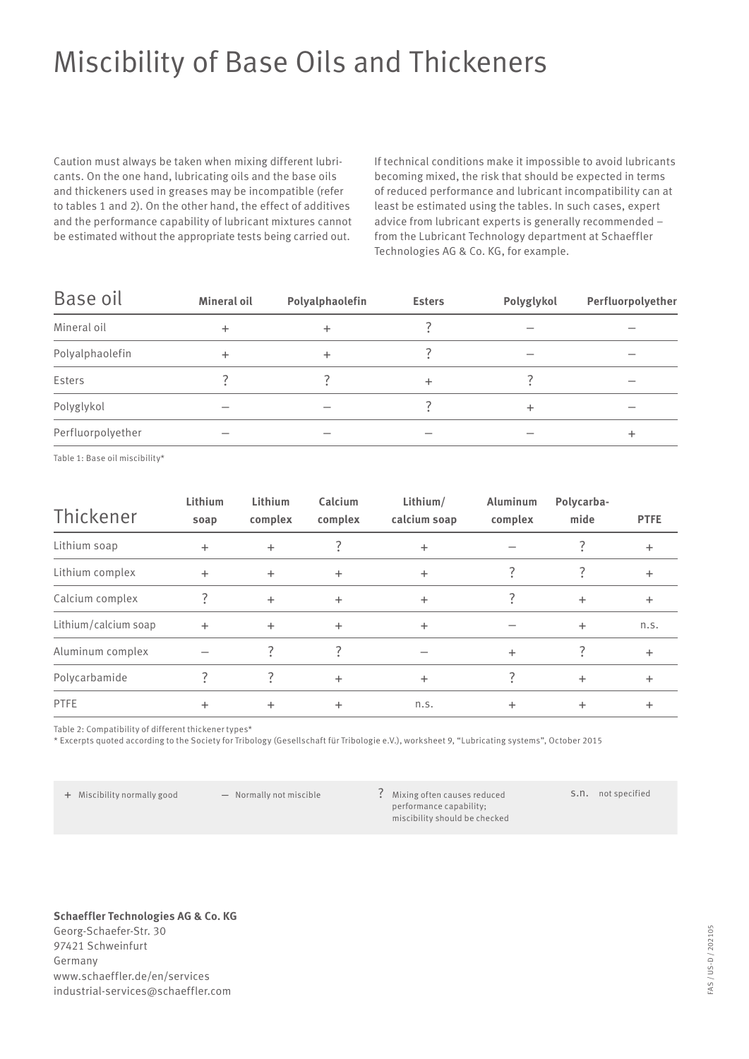# Miscibility of Base Oils and Thickeners

Caution must always be taken when mixing different lubricants. On the one hand, lubricating oils and the base oils and thickeners used in greases may be incompatible (refer to tables 1 and 2). On the other hand, the effect of additives and the performance capability of lubricant mixtures cannot be estimated without the appropriate tests being carried out.

If technical conditions make it impossible to avoid lubricants becoming mixed, the risk that should be expected in terms of reduced performance and lubricant incompatibility can at least be estimated using the tables. In such cases, expert advice from lubricant experts is generally recommended – from the Lubricant Technology department at Schaeffler Technologies AG & Co. KG, for example.

| Base oil | Mineral oil | Polyalphaolefin | Esters | Polyglykol | Perfluorpolyether |
|---|---|---|---|---|---|
| Mineral oil | + | + | ? | – | – |
| Polyalphaolefin | + | + | ? | – | – |
| Esters | ? | ? | + | ? | – |
| Polyglykol | – | – | ? | + | – |
| Perfluorpolyether | – | – | – | – | + |

Table 1: Base oil miscibility*

| Thickener | Lithium soap | Lithium complex | Calcium complex | Lithium/ calcium soap | Aluminum complex | Polycarba­mide | PTFE |
|---|---|---|---|---|---|---|---|
| Lithium soap | + | + | ? | + | – | ? | + |
| Lithium complex | + | + | + | + | ? | ? | + |
| Calcium complex | ? | + | + | + | ? | + | + |
| Lithium/calcium soap | + | + | + | + | – | + | n.s. |
| Aluminum complex | – | ? | ? | – | + | ? | + |
| Polycarbamide | ? | ? | + | + | ? | + | + |
| PTFE | + | + | + | n.s. | + | + | + |

Table 2: Compatibility of different thickener types*

\* Excerpts quoted according to the Society for Tribology (Gesellschaft für Tribologie e.V.), worksheet 9, "Lubricating systems", October 2015

+ Miscibility normally good
– Normally not miscible
? Mixing often causes reduced performance capability; miscibility should be checked
s.n. not specified

**Schaeffler Technologies AG & Co. KG**
Georg-Schaefer-Str. 30
97421 Schweinfurt
Germany
www.schaeffler.de/en/services
industrial-services@schaeffler.com

FAS / US-D / 202105